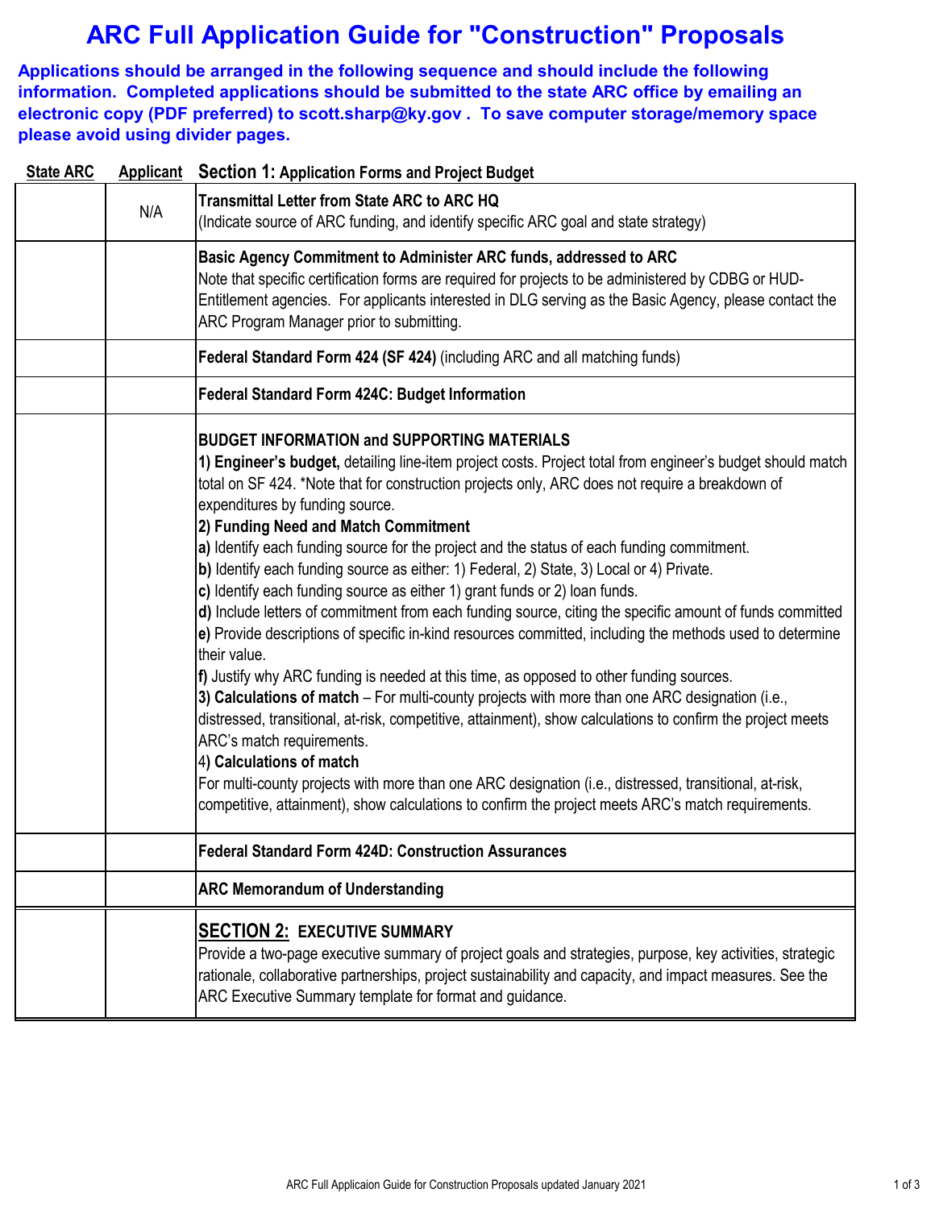# ARC Full Application Guide for "Construction" Proposals

**Applications should be arranged in the following sequence and should include the following information. Completed applications should be submitted to the state ARC office by emailing an electronic copy (PDF preferred) to scott.sharp@ky.gov . To save computer storage/memory space please avoid using divider pages.**

| State ARC | Applicant | Section 1: Application Forms and Project Budget |
|---|---|---|
| | N/A | **Transmittal Letter from State ARC to ARC HQ**<br>(Indicate source of ARC funding, and identify specific ARC goal and state strategy) |
| | | **Basic Agency Commitment to Administer ARC funds, addressed to ARC**<br>Note that specific certification forms are required for projects to be administered by CDBG or HUD-Entitlement agencies. For applicants interested in DLG serving as the Basic Agency, please contact the ARC Program Manager prior to submitting. |
| | | **Federal Standard Form 424 (SF 424)** (including ARC and all matching funds) |
| | | **Federal Standard Form 424C: Budget Information** |
| | | **BUDGET INFORMATION and SUPPORTING MATERIALS**<br>**1) Engineer's budget,** detailing line-item project costs. Project total from engineer's budget should match total on SF 424. *Note that for construction projects only, ARC does not require a breakdown of expenditures by funding source.<br>**2) Funding Need and Match Commitment**<br>**a)** Identify each funding source for the project and the status of each funding commitment.<br>**b)** Identify each funding source as either: 1) Federal, 2) State, 3) Local or 4) Private.<br>**c)** Identify each funding source as either 1) grant funds or 2) loan funds.<br>**d)** Include letters of commitment from each funding source, citing the specific amount of funds committed<br>**e)** Provide descriptions of specific in-kind resources committed, including the methods used to determine their value.<br>**f)** Justify why ARC funding is needed at this time, as opposed to other funding sources.<br>**3) Calculations of match** – For multi-county projects with more than one ARC designation (i.e., distressed, transitional, at-risk, competitive, attainment), show calculations to confirm the project meets ARC's match requirements.<br>4) **Calculations of match**<br>For multi-county projects with more than one ARC designation (i.e., distressed, transitional, at-risk, competitive, attainment), show calculations to confirm the project meets ARC's match requirements. |
| | | **Federal Standard Form 424D: Construction Assurances** |
| | | **ARC Memorandum of Understanding** |
| | | **SECTION 2: EXECUTIVE SUMMARY**<br>Provide a two-page executive summary of project goals and strategies, purpose, key activities, strategic rationale, collaborative partnerships, project sustainability and capacity, and impact measures. See the ARC Executive Summary template for format and guidance. |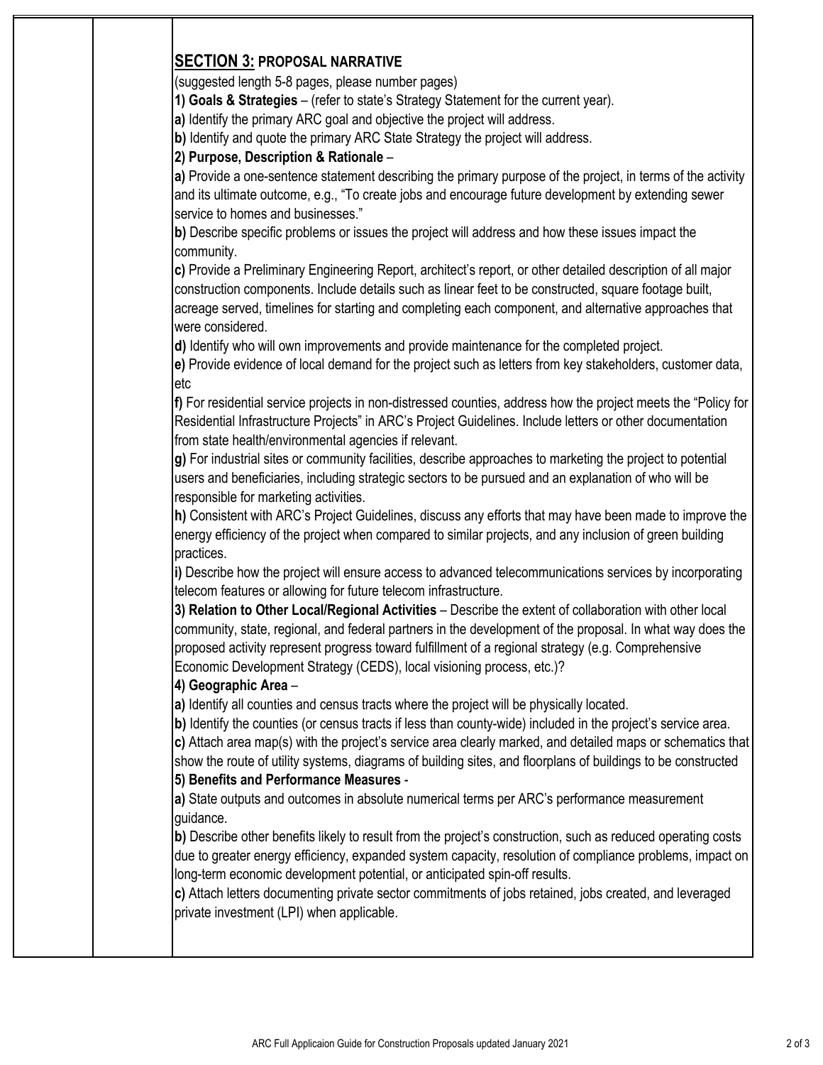## **SECTION 3:** PROPOSAL NARRATIVE

(suggested length 5-8 pages, please number pages)

**1) Goals & Strategies** – (refer to state's Strategy Statement for the current year).

**a)** Identify the primary ARC goal and objective the project will address.

**b)** Identify and quote the primary ARC State Strategy the project will address.

**2) Purpose, Description & Rationale** –

**a)** Provide a one-sentence statement describing the primary purpose of the project, in terms of the activity and its ultimate outcome, e.g., "To create jobs and encourage future development by extending sewer service to homes and businesses."

**b)** Describe specific problems or issues the project will address and how these issues impact the community.

**c)** Provide a Preliminary Engineering Report, architect's report, or other detailed description of all major construction components. Include details such as linear feet to be constructed, square footage built, acreage served, timelines for starting and completing each component, and alternative approaches that were considered.

**d)** Identify who will own improvements and provide maintenance for the completed project.

**e)** Provide evidence of local demand for the project such as letters from key stakeholders, customer data, etc

**f)** For residential service projects in non-distressed counties, address how the project meets the "Policy for Residential Infrastructure Projects" in ARC's Project Guidelines. Include letters or other documentation from state health/environmental agencies if relevant.

**g)** For industrial sites or community facilities, describe approaches to marketing the project to potential users and beneficiaries, including strategic sectors to be pursued and an explanation of who will be responsible for marketing activities.

**h)** Consistent with ARC's Project Guidelines, discuss any efforts that may have been made to improve the energy efficiency of the project when compared to similar projects, and any inclusion of green building practices.

**i)** Describe how the project will ensure access to advanced telecommunications services by incorporating telecom features or allowing for future telecom infrastructure.

**3) Relation to Other Local/Regional Activities** – Describe the extent of collaboration with other local community, state, regional, and federal partners in the development of the proposal. In what way does the proposed activity represent progress toward fulfillment of a regional strategy (e.g. Comprehensive Economic Development Strategy (CEDS), local visioning process, etc.)?

**4) Geographic Area** –

**a)** Identify all counties and census tracts where the project will be physically located.

**b)** Identify the counties (or census tracts if less than county-wide) included in the project's service area.

**c)** Attach area map(s) with the project's service area clearly marked, and detailed maps or schematics that show the route of utility systems, diagrams of building sites, and floorplans of buildings to be constructed

**5) Benefits and Performance Measures** -

**a)** State outputs and outcomes in absolute numerical terms per ARC's performance measurement guidance.

**b)** Describe other benefits likely to result from the project's construction, such as reduced operating costs due to greater energy efficiency, expanded system capacity, resolution of compliance problems, impact on long-term economic development potential, or anticipated spin-off results.

**c)** Attach letters documenting private sector commitments of jobs retained, jobs created, and leveraged private investment (LPI) when applicable.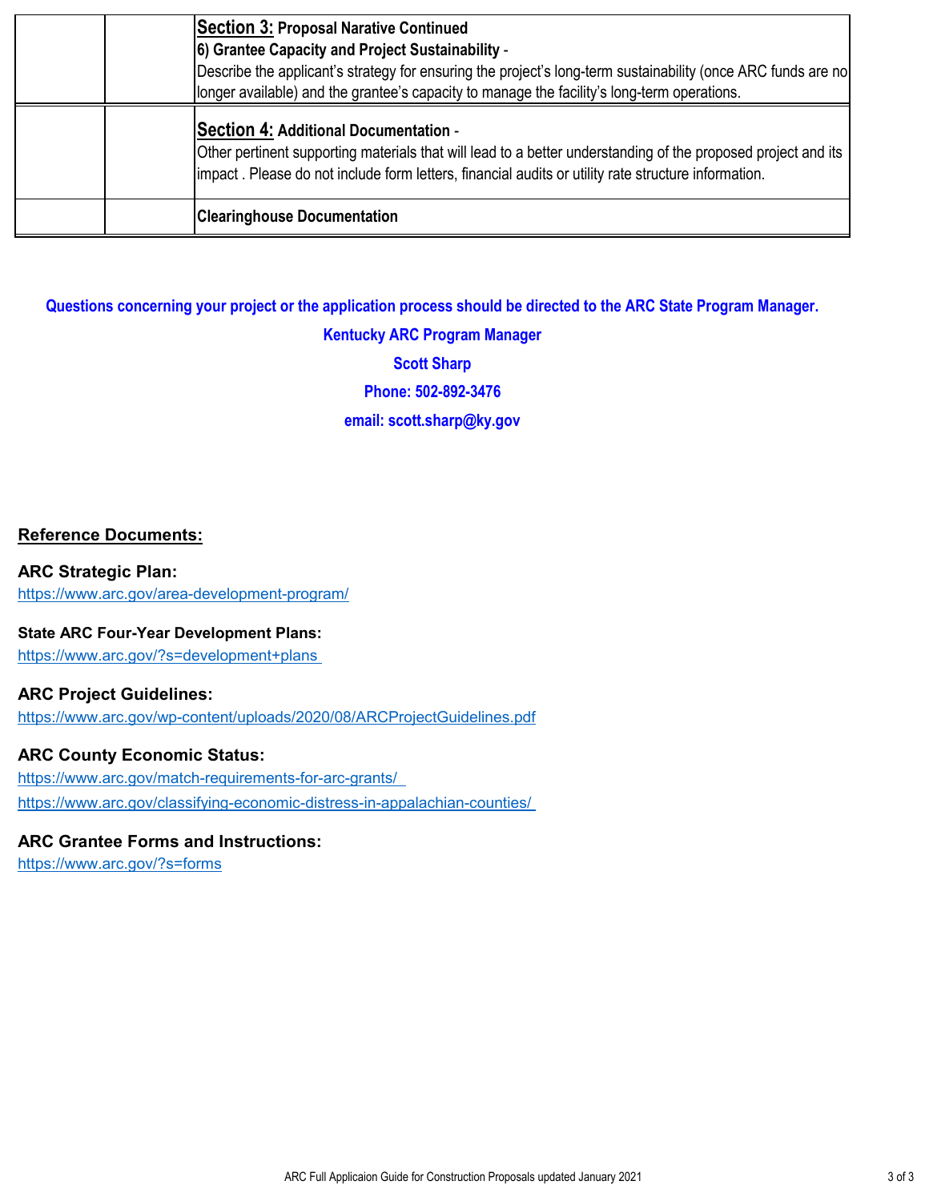| | | |
|---|---|---|
| | | **Section 3: Proposal Narative Continued**<br>**6) Grantee Capacity and Project Sustainability** -<br>Describe the applicant's strategy for ensuring the project's long-term sustainability (once ARC funds are no longer available) and the grantee's capacity to manage the facility's long-term operations. |
| | | **Section 4: Additional Documentation** -<br>Other pertinent supporting materials that will lead to a better understanding of the proposed project and its impact . Please do not include form letters, financial audits or utility rate structure information. |
| | | **Clearinghouse Documentation** |

**Questions concerning your project or the application process should be directed to the ARC State Program Manager.**

**Kentucky ARC Program Manager**

**Scott Sharp**

**Phone: 502-892-3476**

**email: scott.sharp@ky.gov**

## Reference Documents:

**ARC Strategic Plan:**
https://www.arc.gov/area-development-program/

**State ARC Four-Year Development Plans:**
https://www.arc.gov/?s=development+plans

**ARC Project Guidelines:**
https://www.arc.gov/wp-content/uploads/2020/08/ARCProjectGuidelines.pdf

**ARC County Economic Status:**
https://www.arc.gov/match-requirements-for-arc-grants/
https://www.arc.gov/classifying-economic-distress-in-appalachian-counties/

**ARC Grantee Forms and Instructions:**
https://www.arc.gov/?s=forms